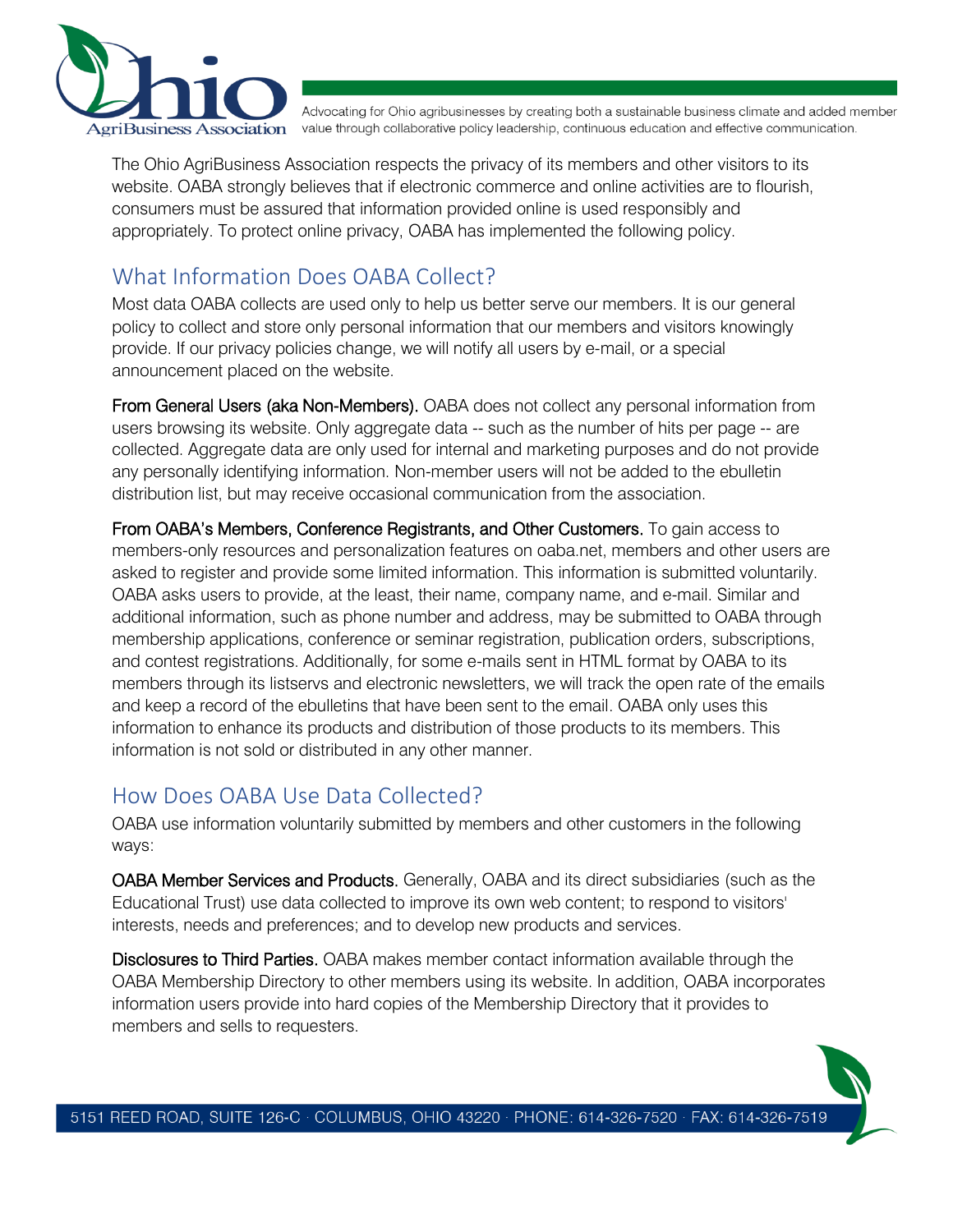The Ohio AgriBusiness Association respects the privacy of its members and other visitors to its website. OABA strongly believes that if electronic commerce and online activities are to flourish, consumers must be assured that information provided online is used responsibly and appropriately. To protect online privacy, OABA has implemented the following policy.

## What Information Does OABA Collect?

Most data OABA collects are used only to help us better serve our members. It is our general policy to collect and store only personal information that our members and visitors knowingly provide. If our privacy policies change, we will notify all users by e-mail, or a special announcement placed on the website.

**From General Users (aka Non-Members).** OABA does not collect any personal information from users browsing its website. Only aggregate data -- such as the number of hits per page -- are collected. Aggregate data are only used for internal and marketing purposes and do not provide any personally identifying information. Non-member users will not be added to the ebulletin distribution list, but may receive occasional communication from the association.

**From OABA's Members, Conference Registrants, and Other Customers.** To gain access to members-only resources and personalization features on oaba.net, members and other users are asked to register and provide some limited information. This information is submitted voluntarily. OABA asks users to provide, at the least, their name, company name, and e-mail. Similar and additional information, such as phone number and address, may be submitted to OABA through membership applications, conference or seminar registration, publication orders, subscriptions, and contest registrations. Additionally, for some e-mails sent in HTML format by OABA to its members through its listservs and electronic newsletters, we will track the open rate of the emails and keep a record of the ebulletins that have been sent to the email. OABA only uses this information to enhance its products and distribution of those products to its members. This information is not sold or distributed in any other manner.

## How Does OABA Use Data Collected?

OABA use information voluntarily submitted by members and other customers in the following ways:

**OABA Member Services and Products.** Generally, OABA and its direct subsidiaries (such as the Educational Trust) use data collected to improve its own web content; to respond to visitors' interests, needs and preferences; and to develop new products and services.

**Disclosures to Third Parties.** OABA makes member contact information available through the OABA Membership Directory to other members using its website. In addition, OABA incorporates information users provide into hard copies of the Membership Directory that it provides to members and sells to requesters.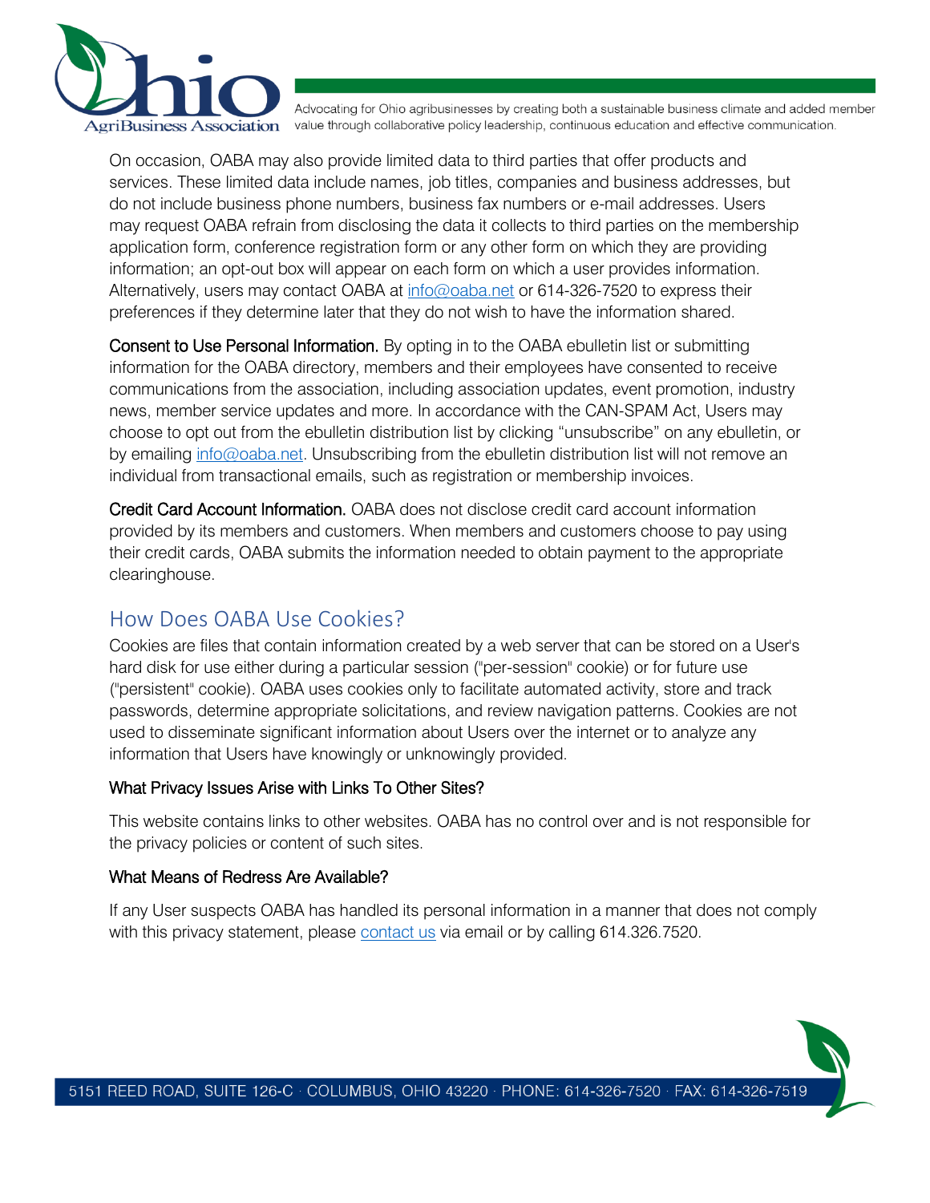On occasion, OABA may also provide limited data to third parties that offer products and services. These limited data include names, job titles, companies and business addresses, but do not include business phone numbers, business fax numbers or e-mail addresses. Users may request OABA refrain from disclosing the data it collects to third parties on the membership application form, conference registration form or any other form on which they are providing information; an opt-out box will appear on each form on which a user provides information. Alternatively, users may contact OABA at info@oaba.net or 614-326-7520 to express their preferences if they determine later that they do not wish to have the information shared.

**Consent to Use Personal Information.** By opting in to the OABA ebulletin list or submitting information for the OABA directory, members and their employees have consented to receive communications from the association, including association updates, event promotion, industry news, member service updates and more. In accordance with the CAN-SPAM Act, Users may choose to opt out from the ebulletin distribution list by clicking "unsubscribe" on any ebulletin, or by emailing info@oaba.net. Unsubscribing from the ebulletin distribution list will not remove an individual from transactional emails, such as registration or membership invoices.

**Credit Card Account Information.** OABA does not disclose credit card account information provided by its members and customers. When members and customers choose to pay using their credit cards, OABA submits the information needed to obtain payment to the appropriate clearinghouse.

## How Does OABA Use Cookies?

Cookies are files that contain information created by a web server that can be stored on a User's hard disk for use either during a particular session ("per-session" cookie) or for future use ("persistent" cookie). OABA uses cookies only to facilitate automated activity, store and track passwords, determine appropriate solicitations, and review navigation patterns. Cookies are not used to disseminate significant information about Users over the internet or to analyze any information that Users have knowingly or unknowingly provided.

### What Privacy Issues Arise with Links To Other Sites?

This website contains links to other websites. OABA has no control over and is not responsible for the privacy policies or content of such sites.

### What Means of Redress Are Available?

If any User suspects OABA has handled its personal information in a manner that does not comply with this privacy statement, please contact us via email or by calling 614.326.7520.